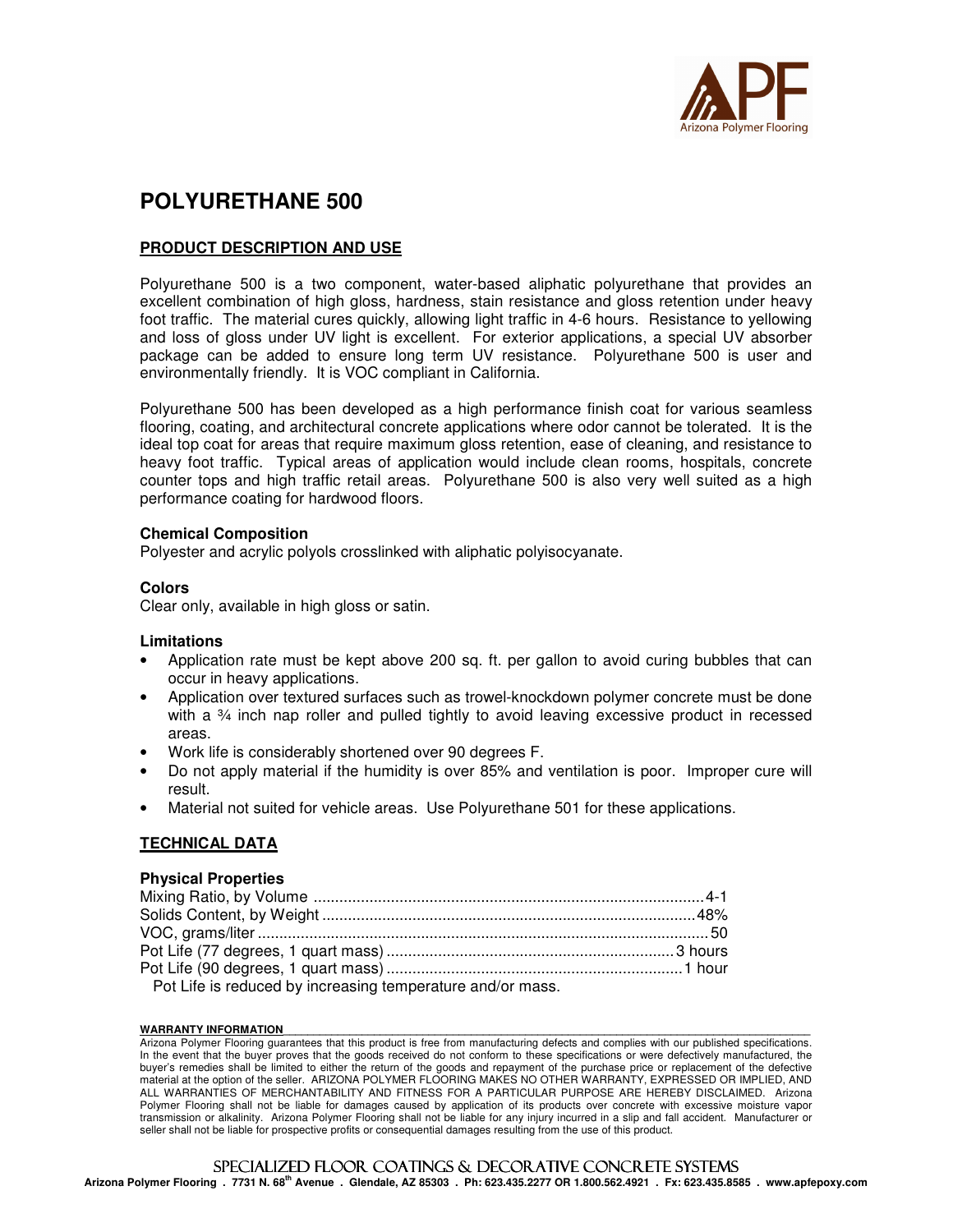# POLYURETHANE 500

## PRODUCT DESCRIPTION AND USE

Polyurethane 500 is a two component, water-based aliphatic polyurethane that provides an excellent combination of high gloss, hardness, stain resistance and gloss retention under heavy foot traffic. The material cures quickly, allowing light traffic in 4-6 hours. Resistance to yellowing and loss of gloss under UV light is excellent. For exterior applications, a special UV absorber package can be added to ensure long term UV resistance. Polyurethane 500 is user and environmentally friendly. It is VOC compliant in California.

Polyurethane 500 has been developed as a high performance finish coat for various seamless flooring, coating, and architectural concrete applications where odor cannot be tolerated. It is the ideal top coat for areas that require maximum gloss retention, ease of cleaning, and resistance to heavy foot traffic. Typical areas of application would include clean rooms, hospitals, concrete counter tops and high traffic retail areas. Polyurethane 500 is also very well suited as a high performance coating for hardwood floors.

### Chemical Composition

Polyester and acrylic polyols crosslinked with aliphatic polyisocyanate.

### Colors

Clear only, available in high gloss or satin.

### Limitations

- Application rate must be kept above 200 sq. ft. per gallon to avoid curing bubbles that can occur in heavy applications.
- Application over textured surfaces such as trowel-knockdown polymer concrete must be done with a ¾ inch nap roller and pulled tightly to avoid leaving excessive product in recessed areas.
- Work life is considerably shortened over 90 degrees F.
- Do not apply material if the humidity is over 85% and ventilation is poor. Improper cure will result.
- Material not suited for vehicle areas. Use Polyurethane 501 for these applications.

## TECHNICAL DATA

### Physical Properties

| Property | Value |
|---|---|
| Mixing Ratio, by Volume | 4-1 |
| Solids Content, by Weight | 48% |
| VOC, grams/liter | 50 |
| Pot Life (77 degrees, 1 quart mass) | 3 hours |
| Pot Life (90 degrees, 1 quart mass) | 1 hour |

Pot Life is reduced by increasing temperature and/or mass.

**WARRANTY INFORMATION**

Arizona Polymer Flooring guarantees that this product is free from manufacturing defects and complies with our published specifications. In the event that the buyer proves that the goods received do not conform to these specifications or were defectively manufactured, the buyer's remedies shall be limited to either the return of the goods and repayment of the purchase price or replacement of the defective material at the option of the seller. ARIZONA POLYMER FLOORING MAKES NO OTHER WARRANTY, EXPRESSED OR IMPLIED, AND ALL WARRANTIES OF MERCHANTABILITY AND FITNESS FOR A PARTICULAR PURPOSE ARE HEREBY DISCLAIMED. Arizona Polymer Flooring shall not be liable for damages caused by application of its products over concrete with excessive moisture vapor transmission or alkalinity. Arizona Polymer Flooring shall not be liable for any injury incurred in a slip and fall accident. Manufacturer or seller shall not be liable for prospective profits or consequential damages resulting from the use of this product.

SPECIALIZED FLOOR COATINGS & DECORATIVE CONCRETE SYSTEMS

Arizona Polymer Flooring . 7731 N. 68th Avenue . Glendale, AZ 85303 . Ph: 623.435.2277 OR 1.800.562.4921 . Fx: 623.435.8585 . www.apfepoxy.com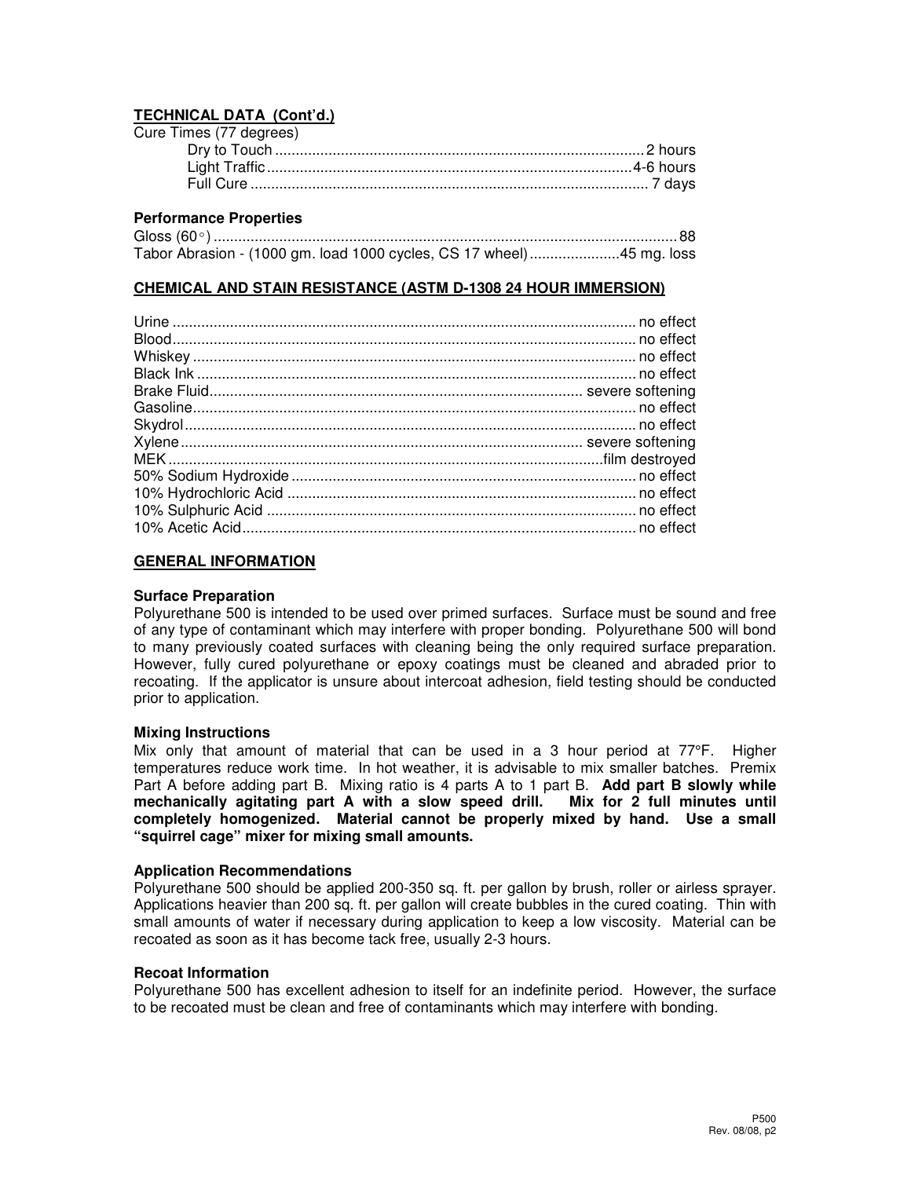## TECHNICAL DATA (Cont'd.)

Cure Times (77 degrees)

| | |
|---|---|
| Dry to Touch | 2 hours |
| Light Traffic | 4-6 hours |
| Full Cure | 7 days |

### Performance Properties

| | |
|---|---|
| Gloss (60◦) | 88 |
| Tabor Abrasion - (1000 gm. load 1000 cycles, CS 17 wheel) | 45 mg. loss |

## CHEMICAL AND STAIN RESISTANCE (ASTM D-1308 24 HOUR IMMERSION)

| | |
|---|---|
| Urine | no effect |
| Blood | no effect |
| Whiskey | no effect |
| Black Ink | no effect |
| Brake Fluid | severe softening |
| Gasoline | no effect |
| Skydrol | no effect |
| Xylene | severe softening |
| MEK | film destroyed |
| 50% Sodium Hydroxide | no effect |
| 10% Hydrochloric Acid | no effect |
| 10% Sulphuric Acid | no effect |
| 10% Acetic Acid | no effect |

## GENERAL INFORMATION

### Surface Preparation

Polyurethane 500 is intended to be used over primed surfaces. Surface must be sound and free of any type of contaminant which may interfere with proper bonding. Polyurethane 500 will bond to many previously coated surfaces with cleaning being the only required surface preparation. However, fully cured polyurethane or epoxy coatings must be cleaned and abraded prior to recoating. If the applicator is unsure about intercoat adhesion, field testing should be conducted prior to application.

### Mixing Instructions

Mix only that amount of material that can be used in a 3 hour period at 77°F. Higher temperatures reduce work time. In hot weather, it is advisable to mix smaller batches. Premix Part A before adding part B. Mixing ratio is 4 parts A to 1 part B. **Add part B slowly while mechanically agitating part A with a slow speed drill. Mix for 2 full minutes until completely homogenized. Material cannot be properly mixed by hand. Use a small "squirrel cage" mixer for mixing small amounts.**

### Application Recommendations

Polyurethane 500 should be applied 200-350 sq. ft. per gallon by brush, roller or airless sprayer. Applications heavier than 200 sq. ft. per gallon will create bubbles in the cured coating. Thin with small amounts of water if necessary during application to keep a low viscosity. Material can be recoated as soon as it has become tack free, usually 2-3 hours.

### Recoat Information

Polyurethane 500 has excellent adhesion to itself for an indefinite period. However, the surface to be recoated must be clean and free of contaminants which may interfere with bonding.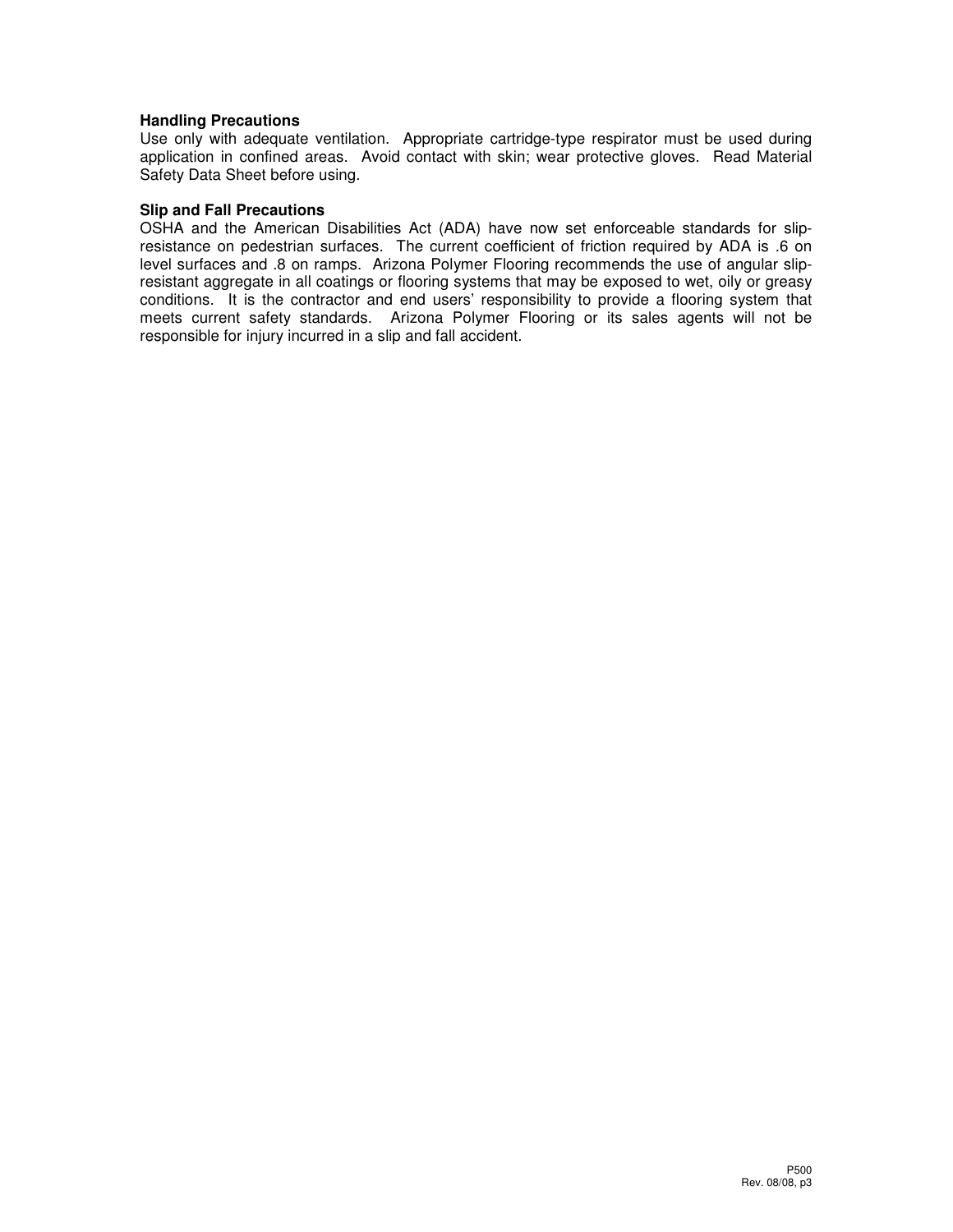**Handling Precautions**

Use only with adequate ventilation. Appropriate cartridge-type respirator must be used during application in confined areas. Avoid contact with skin; wear protective gloves. Read Material Safety Data Sheet before using.

**Slip and Fall Precautions**

OSHA and the American Disabilities Act (ADA) have now set enforceable standards for slip-resistance on pedestrian surfaces. The current coefficient of friction required by ADA is .6 on level surfaces and .8 on ramps. Arizona Polymer Flooring recommends the use of angular slip-resistant aggregate in all coatings or flooring systems that may be exposed to wet, oily or greasy conditions. It is the contractor and end users' responsibility to provide a flooring system that meets current safety standards. Arizona Polymer Flooring or its sales agents will not be responsible for injury incurred in a slip and fall accident.